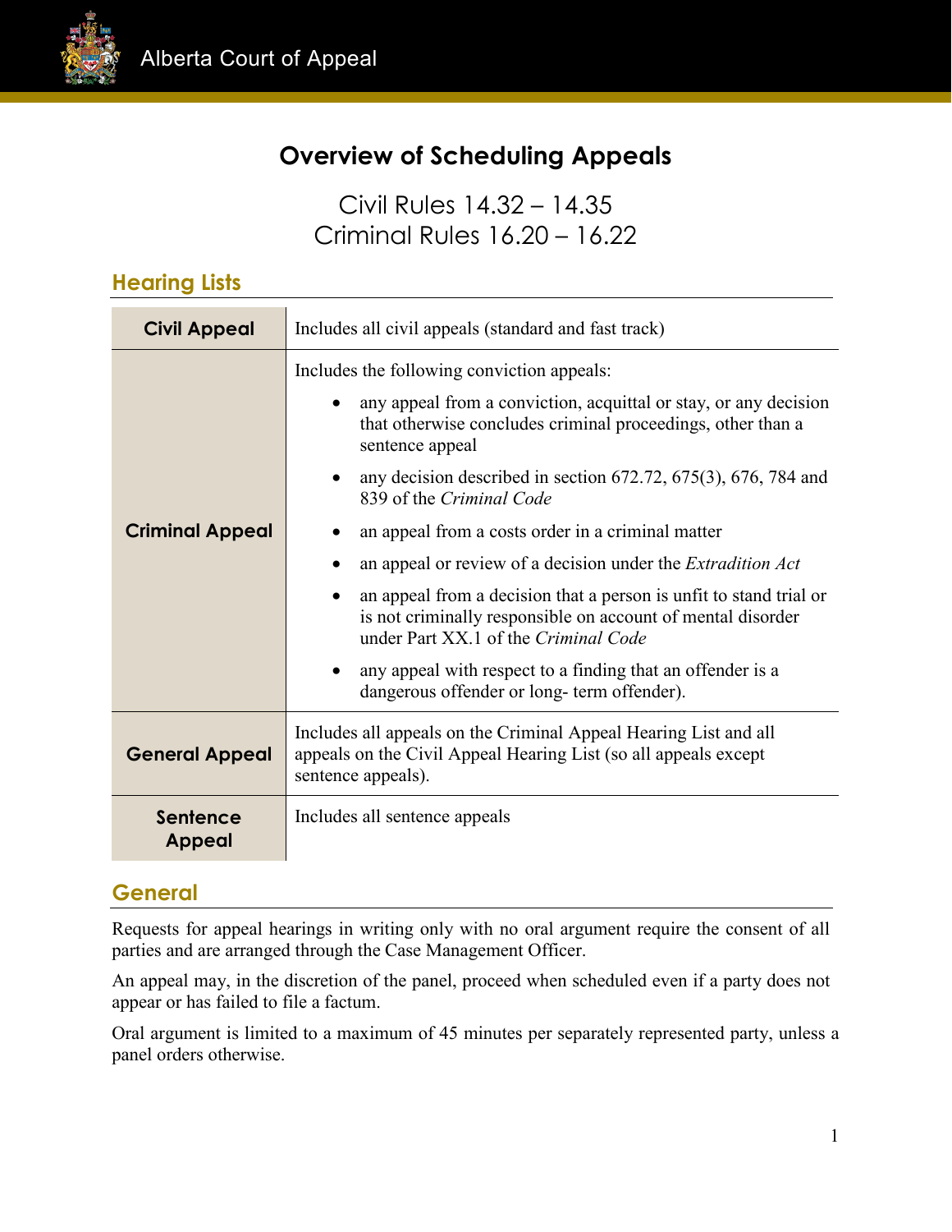Alberta Court of Appeal

# Overview of Scheduling Appeals

## Civil Rules 14.32 – 14.35
## Criminal Rules 16.20 – 16.22

## Hearing Lists

| | |
|---|---|
| **Civil Appeal** | Includes all civil appeals (standard and fast track) |
| **Criminal Appeal** | Includes the following conviction appeals:<br>• any appeal from a conviction, acquittal or stay, or any decision that otherwise concludes criminal proceedings, other than a sentence appeal<br>• any decision described in section 672.72, 675(3), 676, 784 and 839 of the *Criminal Code*<br>• an appeal from a costs order in a criminal matter<br>• an appeal or review of a decision under the *Extradition Act*<br>• an appeal from a decision that a person is unfit to stand trial or is not criminally responsible on account of mental disorder under Part XX.1 of the *Criminal Code*<br>• any appeal with respect to a finding that an offender is a dangerous offender or long- term offender). |
| **General Appeal** | Includes all appeals on the Criminal Appeal Hearing List and all appeals on the Civil Appeal Hearing List (so all appeals except sentence appeals). |
| **Sentence Appeal** | Includes all sentence appeals |

## General

Requests for appeal hearings in writing only with no oral argument require the consent of all parties and are arranged through the Case Management Officer.

An appeal may, in the discretion of the panel, proceed when scheduled even if a party does not appear or has failed to file a factum.

Oral argument is limited to a maximum of 45 minutes per separately represented party, unless a panel orders otherwise.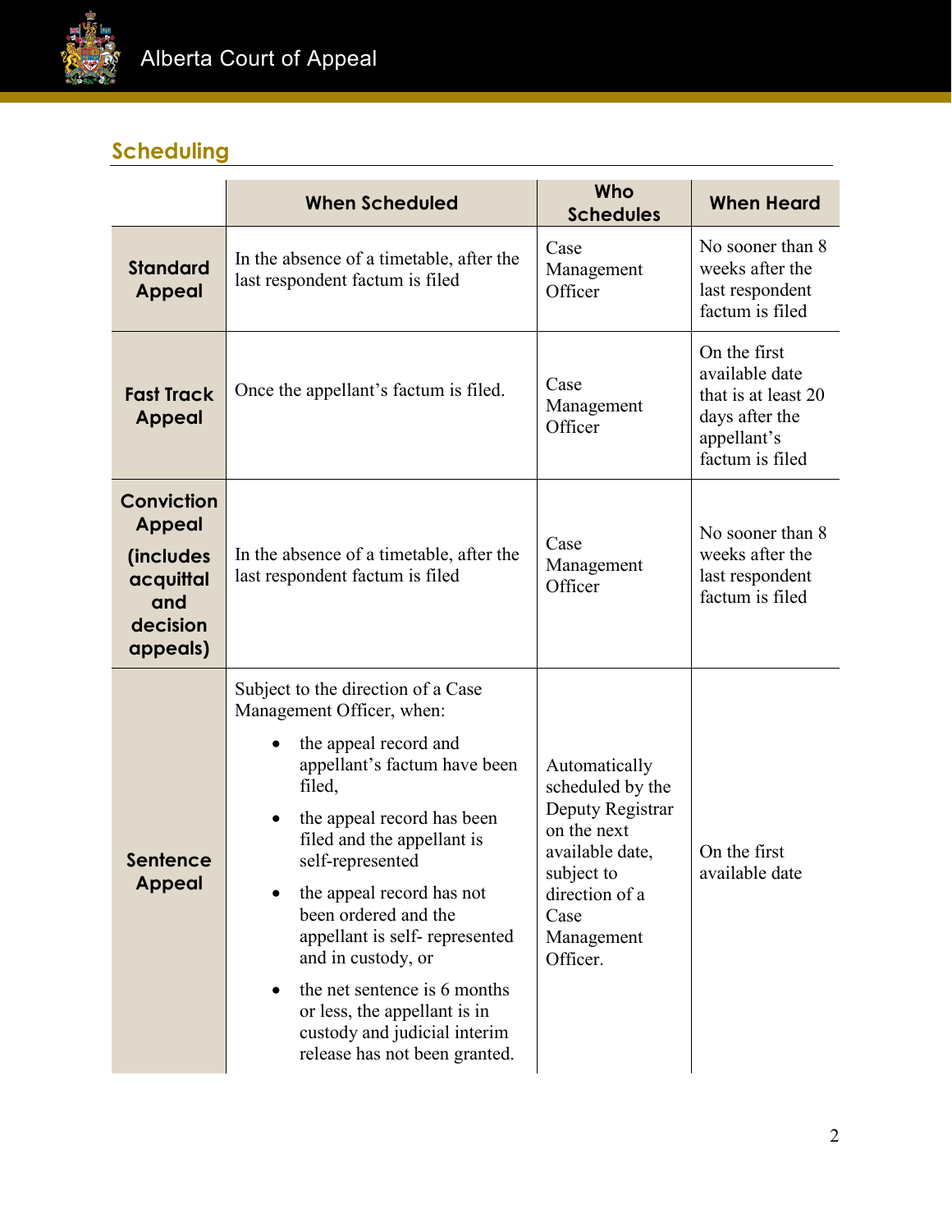## Scheduling

| | When Scheduled | Who Schedules | When Heard |
|---|---|---|---|
| **Standard Appeal** | In the absence of a timetable, after the last respondent factum is filed | Case Management Officer | No sooner than 8 weeks after the last respondent factum is filed |
| **Fast Track Appeal** | Once the appellant's factum is filed. | Case Management Officer | On the first available date that is at least 20 days after the appellant's factum is filed |
| **Conviction Appeal (includes acquittal and decision appeals)** | In the absence of a timetable, after the last respondent factum is filed | Case Management Officer | No sooner than 8 weeks after the last respondent factum is filed |
| **Sentence Appeal** | Subject to the direction of a Case Management Officer, when:<br>• the appeal record and appellant's factum have been filed,<br>• the appeal record has been filed and the appellant is self-represented<br>• the appeal record has not been ordered and the appellant is self- represented and in custody, or<br>• the net sentence is 6 months or less, the appellant is in custody and judicial interim release has not been granted. | Automatically scheduled by the Deputy Registrar on the next available date, subject to direction of a Case Management Officer. | On the first available date |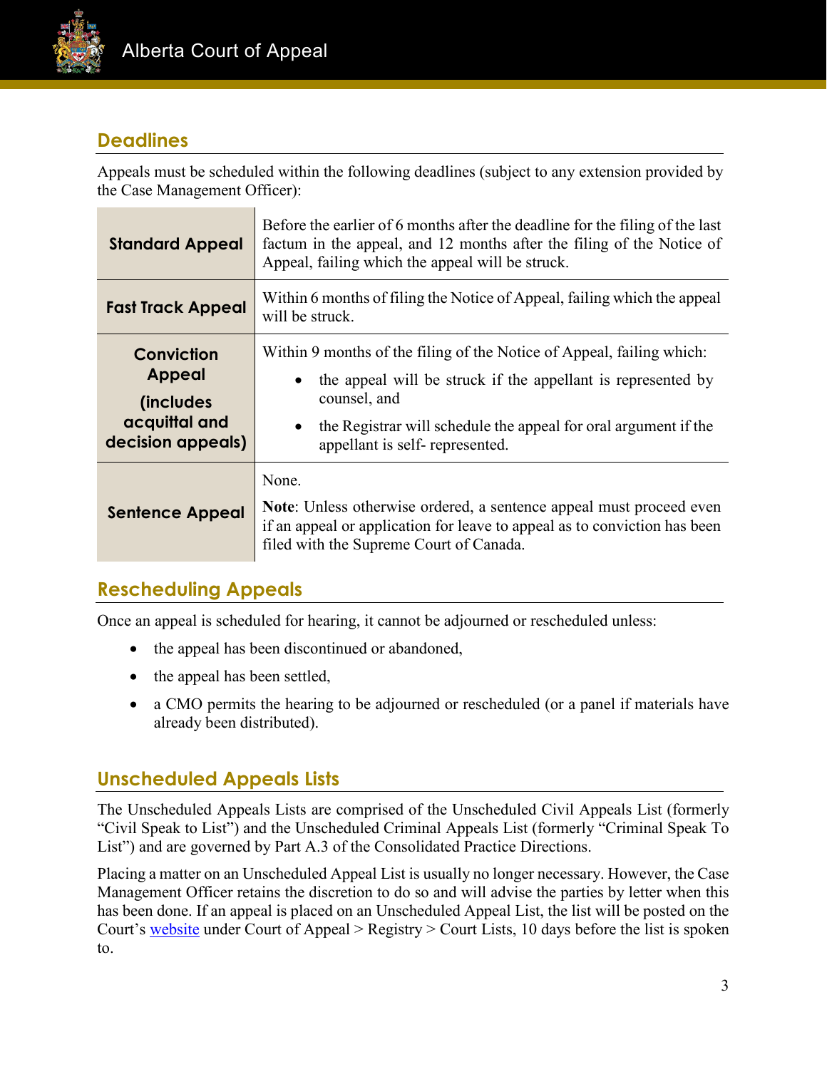## Deadlines

Appeals must be scheduled within the following deadlines (subject to any extension provided by the Case Management Officer):

| | |
|---|---|
| **Standard Appeal** | Before the earlier of 6 months after the deadline for the filing of the last factum in the appeal, and 12 months after the filing of the Notice of Appeal, failing which the appeal will be struck. |
| **Fast Track Appeal** | Within 6 months of filing the Notice of Appeal, failing which the appeal will be struck. |
| **Conviction Appeal (includes acquittal and decision appeals)** | Within 9 months of the filing of the Notice of Appeal, failing which: <br>• the appeal will be struck if the appellant is represented by counsel, and <br>• the Registrar will schedule the appeal for oral argument if the appellant is self- represented. |
| **Sentence Appeal** | None. <br>**Note**: Unless otherwise ordered, a sentence appeal must proceed even if an appeal or application for leave to appeal as to conviction has been filed with the Supreme Court of Canada. |

## Rescheduling Appeals

Once an appeal is scheduled for hearing, it cannot be adjourned or rescheduled unless:

- the appeal has been discontinued or abandoned,
- the appeal has been settled,
- a CMO permits the hearing to be adjourned or rescheduled (or a panel if materials have already been distributed).

## Unscheduled Appeals Lists

The Unscheduled Appeals Lists are comprised of the Unscheduled Civil Appeals List (formerly "Civil Speak to List") and the Unscheduled Criminal Appeals List (formerly "Criminal Speak To List") and are governed by Part A.3 of the Consolidated Practice Directions.

Placing a matter on an Unscheduled Appeal List is usually no longer necessary. However, the Case Management Officer retains the discretion to do so and will advise the parties by letter when this has been done. If an appeal is placed on an Unscheduled Appeal List, the list will be posted on the Court's website under Court of Appeal > Registry > Court Lists, 10 days before the list is spoken to.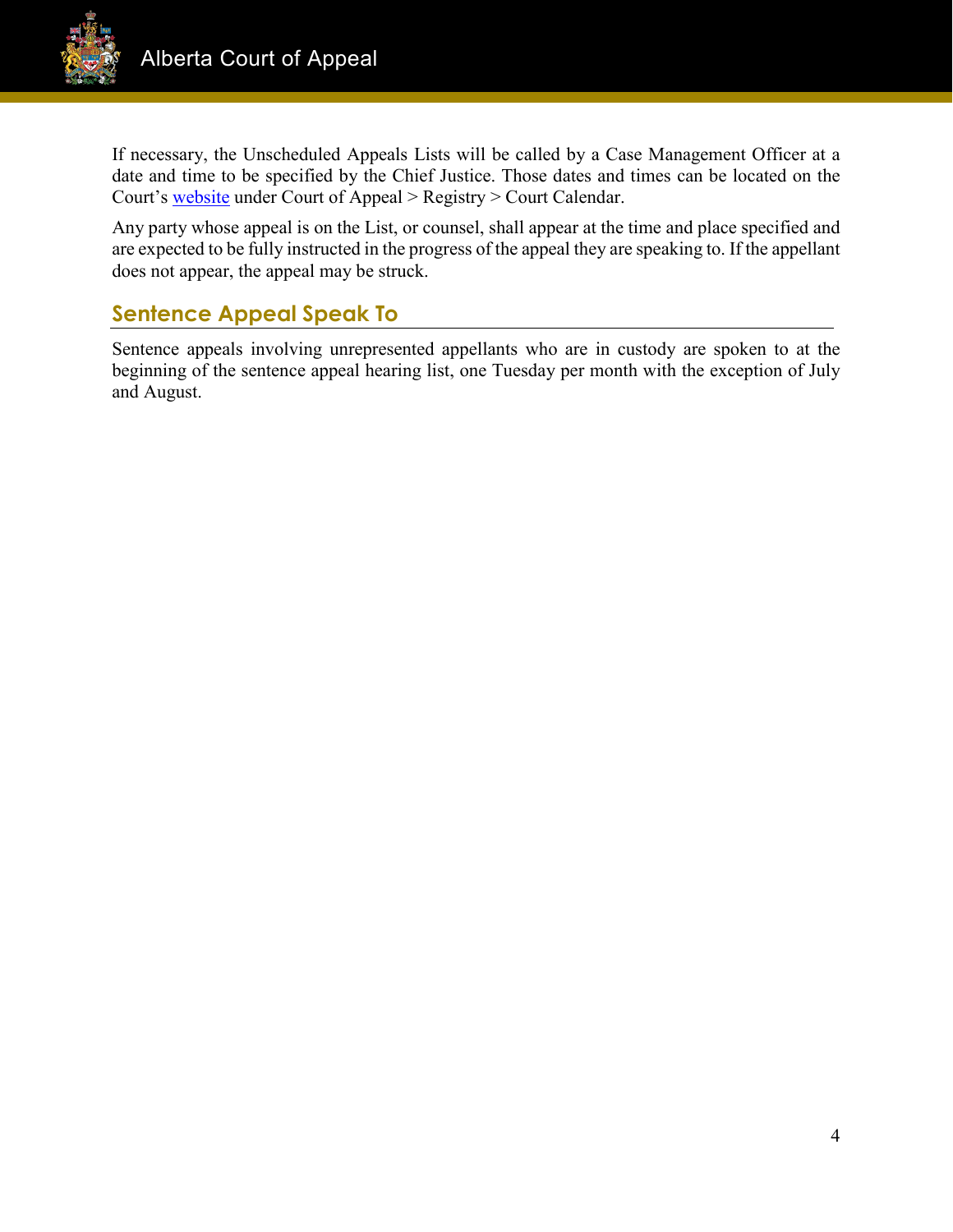If necessary, the Unscheduled Appeals Lists will be called by a Case Management Officer at a date and time to be specified by the Chief Justice. Those dates and times can be located on the Court's website under Court of Appeal > Registry > Court Calendar.

Any party whose appeal is on the List, or counsel, shall appear at the time and place specified and are expected to be fully instructed in the progress of the appeal they are speaking to. If the appellant does not appear, the appeal may be struck.

## Sentence Appeal Speak To

Sentence appeals involving unrepresented appellants who are in custody are spoken to at the beginning of the sentence appeal hearing list, one Tuesday per month with the exception of July and August.